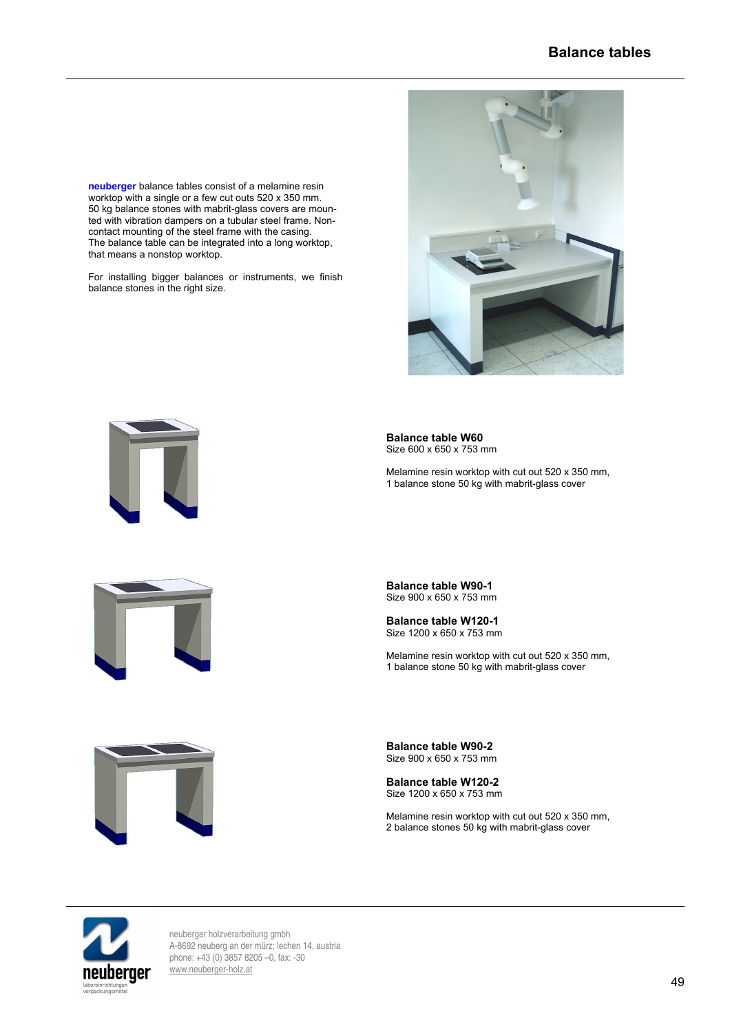# Balance tables

**neuberger** balance tables consist of a melamine resin worktop with a single or a few cut outs 520 x 350 mm. 50 kg balance stones with mabrit-glass covers are mounted with vibration dampers on a tubular steel frame. Non-contact mounting of the steel frame with the casing. The balance table can be integrated into a long worktop, that means a nonstop worktop.

For installing bigger balances or instruments, we finish balance stones in the right size.

**Balance table W60**
Size 600 x 650 x 753 mm

Melamine resin worktop with cut out 520 x 350 mm,
1 balance stone 50 kg with mabrit-glass cover

**Balance table W90-1**
Size 900 x 650 x 753 mm

**Balance table W120-1**
Size 1200 x 650 x 753 mm

Melamine resin worktop with cut out 520 x 350 mm,
1 balance stone 50 kg with mabrit-glass cover

**Balance table W90-2**
Size 900 x 650 x 753 mm

**Balance table W120-2**
Size 1200 x 650 x 753 mm

Melamine resin worktop with cut out 520 x 350 mm,
2 balance stones 50 kg with mabrit-glass cover

neuberger holzverarbeitung gmbh
A-8692 neuberg an der mürz; lechen 14, austria
phone: +43 (0) 3857 8205 –0, fax: -30
www.neuberger-holz.at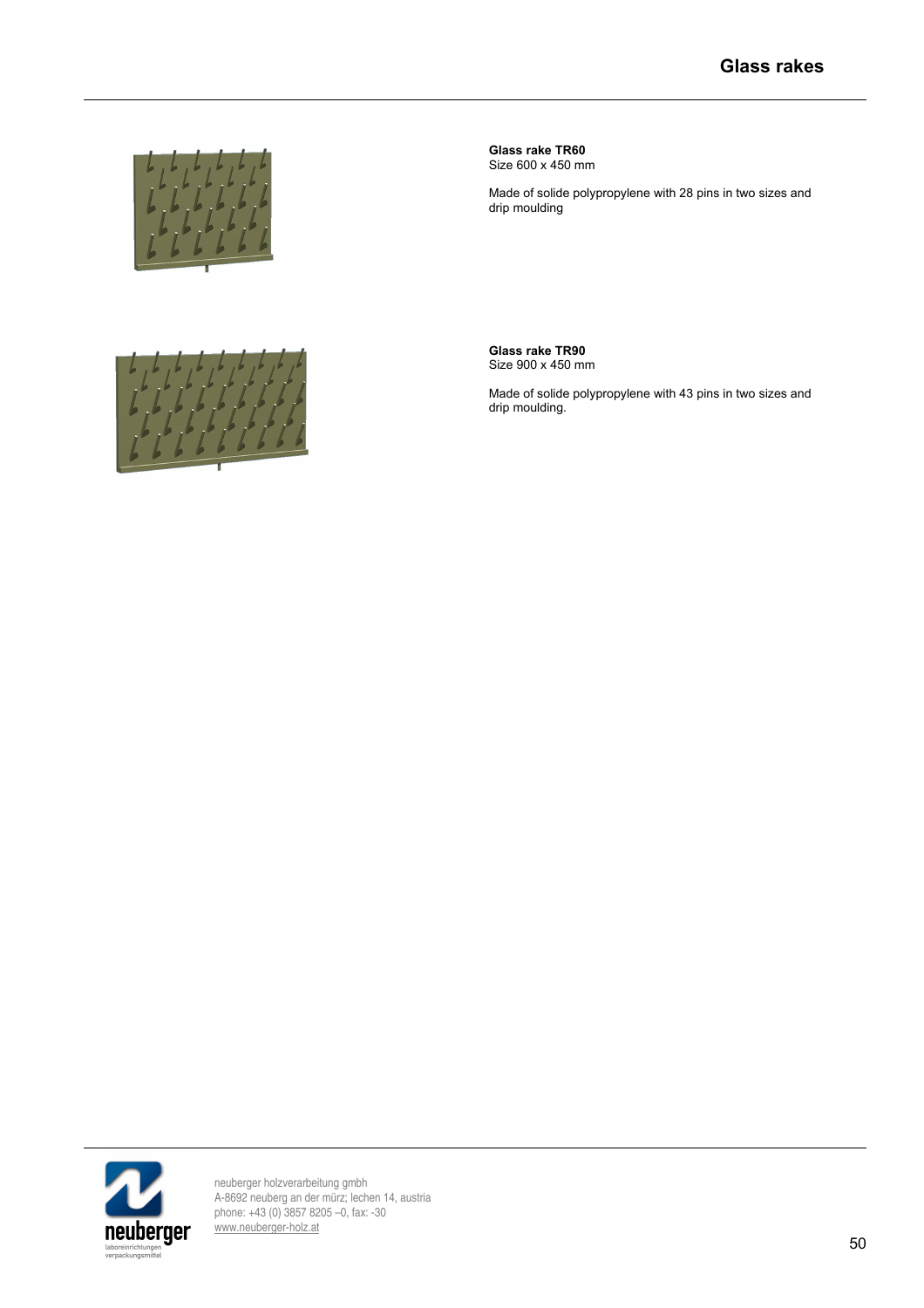# Glass rakes

**Glass rake TR60**
Size 600 x 450 mm

Made of solide polypropylene with 28 pins in two sizes and drip moulding

**Glass rake TR90**
Size 900 x 450 mm

Made of solide polypropylene with 43 pins in two sizes and drip moulding.

neuberger holzverarbeitung gmbh
A-8692 neuberg an der mürz; lechen 14, austria
phone: +43 (0) 3857 8205 –0, fax: -30
www.neuberger-holz.at